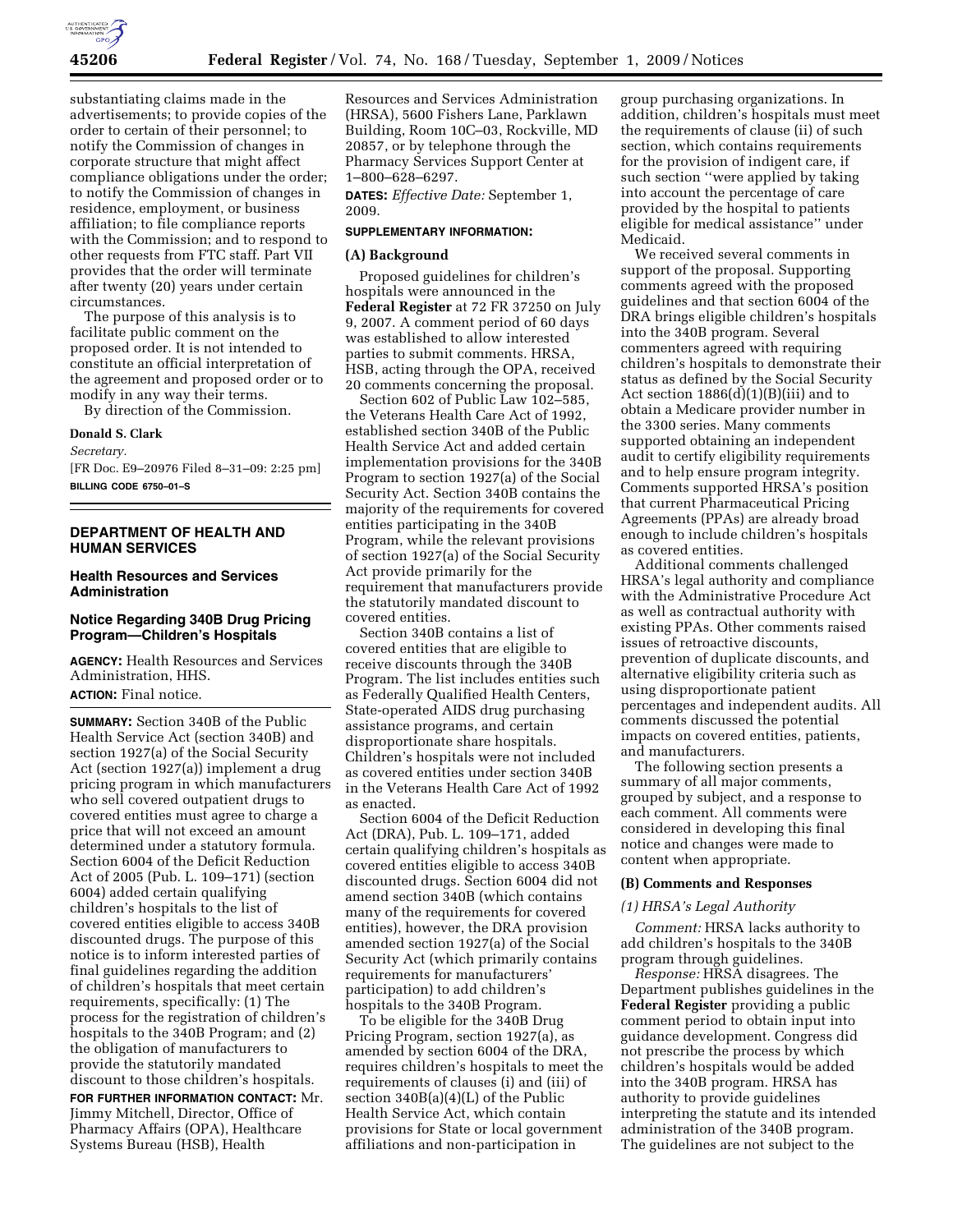substantiating claims made in the advertisements; to provide copies of the order to certain of their personnel; to notify the Commission of changes in corporate structure that might affect compliance obligations under the order; to notify the Commission of changes in residence, employment, or business affiliation; to file compliance reports with the Commission; and to respond to other requests from FTC staff. Part VII provides that the order will terminate after twenty (20) years under certain circumstances.

The purpose of this analysis is to facilitate public comment on the proposed order. It is not intended to constitute an official interpretation of the agreement and proposed order or to modify in any way their terms.

By direction of the Commission.

**Donald S. Clark**

*Secretary.*

[FR Doc. E9–20976 Filed 8–31–09: 2:25 pm]

**BILLING CODE 6750–01–S**

## DEPARTMENT OF HEALTH AND HUMAN SERVICES

### Health Resources and Services Administration

### Notice Regarding 340B Drug Pricing Program—Children's Hospitals

**AGENCY:** Health Resources and Services Administration, HHS.

**ACTION:** Final notice.

**SUMMARY:** Section 340B of the Public Health Service Act (section 340B) and section 1927(a) of the Social Security Act (section 1927(a)) implement a drug pricing program in which manufacturers who sell covered outpatient drugs to covered entities must agree to charge a price that will not exceed an amount determined under a statutory formula. Section 6004 of the Deficit Reduction Act of 2005 (Pub. L. 109–171) (section 6004) added certain qualifying children's hospitals to the list of covered entities eligible to access 340B discounted drugs. The purpose of this notice is to inform interested parties of final guidelines regarding the addition of children's hospitals that meet certain requirements, specifically: (1) The process for the registration of children's hospitals to the 340B Program; and (2) the obligation of manufacturers to provide the statutorily mandated discount to those children's hospitals.

**FOR FURTHER INFORMATION CONTACT:** Mr. Jimmy Mitchell, Director, Office of Pharmacy Affairs (OPA), Healthcare Systems Bureau (HSB), Health Resources and Services Administration (HRSA), 5600 Fishers Lane, Parklawn Building, Room 10C–03, Rockville, MD 20857, or by telephone through the Pharmacy Services Support Center at 1–800–628–6297.

**DATES:** *Effective Date:* September 1, 2009.

**SUPPLEMENTARY INFORMATION:**

**(A) Background**

Proposed guidelines for children's hospitals were announced in the **Federal Register** at 72 FR 37250 on July 9, 2007. A comment period of 60 days was established to allow interested parties to submit comments. HRSA, HSB, acting through the OPA, received 20 comments concerning the proposal.

Section 602 of Public Law 102–585, the Veterans Health Care Act of 1992, established section 340B of the Public Health Service Act and added certain implementation provisions for the 340B Program to section 1927(a) of the Social Security Act. Section 340B contains the majority of the requirements for covered entities participating in the 340B Program, while the relevant provisions of section 1927(a) of the Social Security Act provide primarily for the requirement that manufacturers provide the statutorily mandated discount to covered entities.

Section 340B contains a list of covered entities that are eligible to receive discounts through the 340B Program. The list includes entities such as Federally Qualified Health Centers, State-operated AIDS drug purchasing assistance programs, and certain disproportionate share hospitals. Children's hospitals were not included as covered entities under section 340B in the Veterans Health Care Act of 1992 as enacted.

Section 6004 of the Deficit Reduction Act (DRA), Pub. L. 109–171, added certain qualifying children's hospitals as covered entities eligible to access 340B discounted drugs. Section 6004 did not amend section 340B (which contains many of the requirements for covered entities), however, the DRA provision amended section 1927(a) of the Social Security Act (which primarily contains requirements for manufacturers' participation) to add children's hospitals to the 340B Program.

To be eligible for the 340B Drug Pricing Program, section 1927(a), as amended by section 6004 of the DRA, requires children's hospitals to meet the requirements of clauses (i) and (iii) of section 340B(a)(4)(L) of the Public Health Service Act, which contain provisions for State or local government affiliations and non-participation in group purchasing organizations. In addition, children's hospitals must meet the requirements of clause (ii) of such section, which contains requirements for the provision of indigent care, if such section "were applied by taking into account the percentage of care provided by the hospital to patients eligible for medical assistance" under Medicaid.

We received several comments in support of the proposal. Supporting comments agreed with the proposed guidelines and that section 6004 of the DRA brings eligible children's hospitals into the 340B program. Several commenters agreed with requiring children's hospitals to demonstrate their status as defined by the Social Security Act section 1886(d)(1)(B)(iii) and to obtain a Medicare provider number in the 3300 series. Many comments supported obtaining an independent audit to certify eligibility requirements and to help ensure program integrity. Comments supported HRSA's position that current Pharmaceutical Pricing Agreements (PPAs) are already broad enough to include children's hospitals as covered entities.

Additional comments challenged HRSA's legal authority and compliance with the Administrative Procedure Act as well as contractual authority with existing PPAs. Other comments raised issues of retroactive discounts, prevention of duplicate discounts, and alternative eligibility criteria such as using disproportionate patient percentages and independent audits. All comments discussed the potential impacts on covered entities, patients, and manufacturers.

The following section presents a summary of all major comments, grouped by subject, and a response to each comment. All comments were considered in developing this final notice and changes were made to content when appropriate.

**(B) Comments and Responses**

*(1) HRSA's Legal Authority*

*Comment:* HRSA lacks authority to add children's hospitals to the 340B program through guidelines.

*Response:* HRSA disagrees. The Department publishes guidelines in the **Federal Register** providing a public comment period to obtain input into guidance development. Congress did not prescribe the process by which children's hospitals would be added into the 340B program. HRSA has authority to provide guidelines interpreting the statute and its intended administration of the 340B program. The guidelines are not subject to the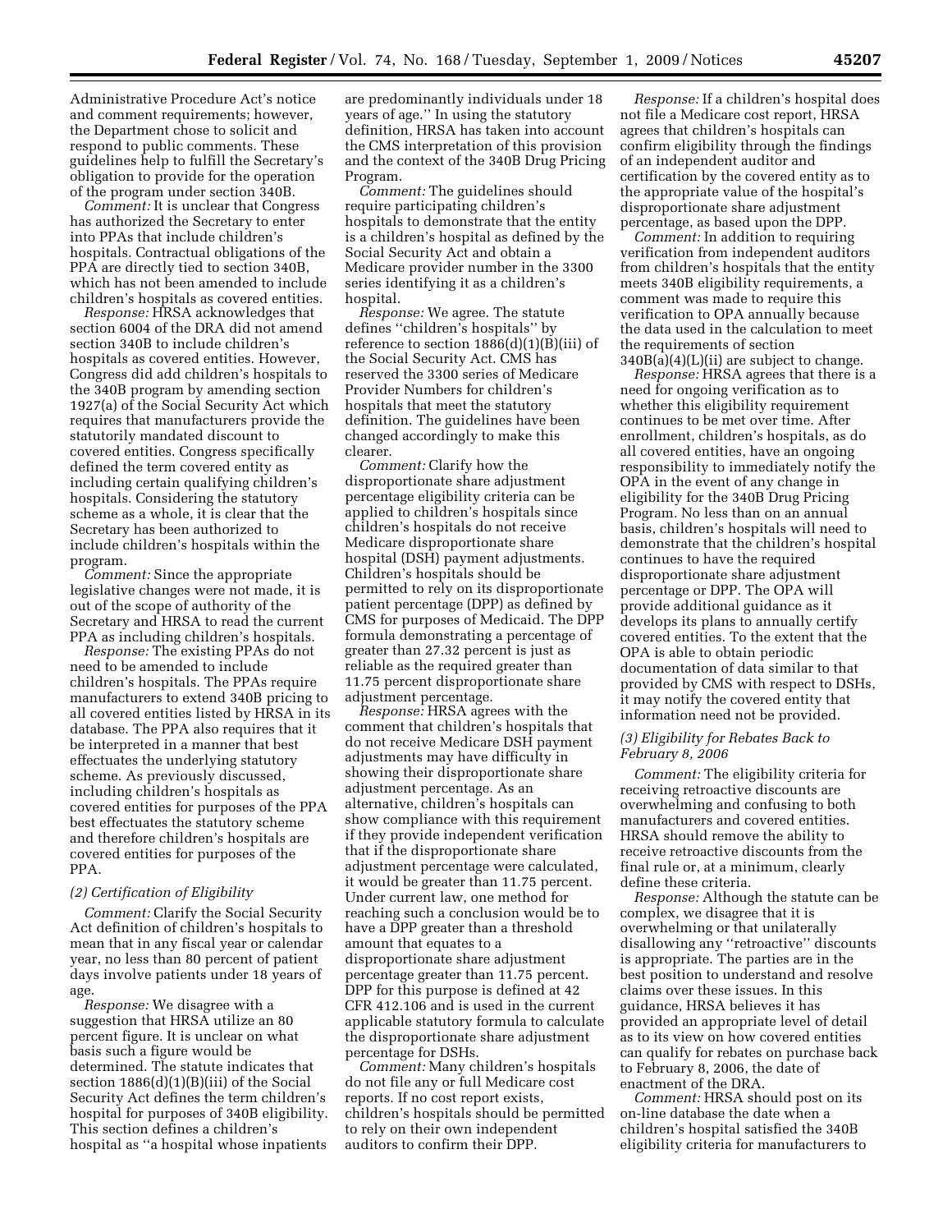Administrative Procedure Act's notice and comment requirements; however, the Department chose to solicit and respond to public comments. These guidelines help to fulfill the Secretary's obligation to provide for the operation of the program under section 340B.

*Comment:* It is unclear that Congress has authorized the Secretary to enter into PPAs that include children's hospitals. Contractual obligations of the PPA are directly tied to section 340B, which has not been amended to include children's hospitals as covered entities.

*Response:* HRSA acknowledges that section 6004 of the DRA did not amend section 340B to include children's hospitals as covered entities. However, Congress did add children's hospitals to the 340B program by amending section 1927(a) of the Social Security Act which requires that manufacturers provide the statutorily mandated discount to covered entities. Congress specifically defined the term covered entity as including certain qualifying children's hospitals. Considering the statutory scheme as a whole, it is clear that the Secretary has been authorized to include children's hospitals within the program.

*Comment:* Since the appropriate legislative changes were not made, it is out of the scope of authority of the Secretary and HRSA to read the current PPA as including children's hospitals.

*Response:* The existing PPAs do not need to be amended to include children's hospitals. The PPAs require manufacturers to extend 340B pricing to all covered entities listed by HRSA in its database. The PPA also requires that it be interpreted in a manner that best effectuates the underlying statutory scheme. As previously discussed, including children's hospitals as covered entities for purposes of the PPA best effectuates the statutory scheme and therefore children's hospitals are covered entities for purposes of the PPA.

### *(2) Certification of Eligibility*

*Comment:* Clarify the Social Security Act definition of children's hospitals to mean that in any fiscal year or calendar year, no less than 80 percent of patient days involve patients under 18 years of age.

*Response:* We disagree with a suggestion that HRSA utilize an 80 percent figure. It is unclear on what basis such a figure would be determined. The statute indicates that section 1886(d)(1)(B)(iii) of the Social Security Act defines the term children's hospital for purposes of 340B eligibility. This section defines a children's hospital as ''a hospital whose inpatients are predominantly individuals under 18 years of age.'' In using the statutory definition, HRSA has taken into account the CMS interpretation of this provision and the context of the 340B Drug Pricing Program.

*Comment:* The guidelines should require participating children's hospitals to demonstrate that the entity is a children's hospital as defined by the Social Security Act and obtain a Medicare provider number in the 3300 series identifying it as a children's hospital.

*Response:* We agree. The statute defines ''children's hospitals'' by reference to section 1886(d)(1)(B)(iii) of the Social Security Act. CMS has reserved the 3300 series of Medicare Provider Numbers for children's hospitals that meet the statutory definition. The guidelines have been changed accordingly to make this clearer.

*Comment:* Clarify how the disproportionate share adjustment percentage eligibility criteria can be applied to children's hospitals since children's hospitals do not receive Medicare disproportionate share hospital (DSH) payment adjustments. Children's hospitals should be permitted to rely on its disproportionate patient percentage (DPP) as defined by CMS for purposes of Medicaid. The DPP formula demonstrating a percentage of greater than 27.32 percent is just as reliable as the required greater than 11.75 percent disproportionate share adjustment percentage.

*Response:* HRSA agrees with the comment that children's hospitals that do not receive Medicare DSH payment adjustments may have difficulty in showing their disproportionate share adjustment percentage. As an alternative, children's hospitals can show compliance with this requirement if they provide independent verification that if the disproportionate share adjustment percentage were calculated, it would be greater than 11.75 percent. Under current law, one method for reaching such a conclusion would be to have a DPP greater than a threshold amount that equates to a disproportionate share adjustment percentage greater than 11.75 percent. DPP for this purpose is defined at 42 CFR 412.106 and is used in the current applicable statutory formula to calculate the disproportionate share adjustment percentage for DSHs.

*Comment:* Many children's hospitals do not file any or full Medicare cost reports. If no cost report exists, children's hospitals should be permitted to rely on their own independent auditors to confirm their DPP.

*Response:* If a children's hospital does not file a Medicare cost report, HRSA agrees that children's hospitals can confirm eligibility through the findings of an independent auditor and certification by the covered entity as to the appropriate value of the hospital's disproportionate share adjustment percentage, as based upon the DPP.

*Comment:* In addition to requiring verification from independent auditors from children's hospitals that the entity meets 340B eligibility requirements, a comment was made to require this verification to OPA annually because the data used in the calculation to meet the requirements of section 340B(a)(4)(L)(ii) are subject to change.

*Response:* HRSA agrees that there is a need for ongoing verification as to whether this eligibility requirement continues to be met over time. After enrollment, children's hospitals, as do all covered entities, have an ongoing responsibility to immediately notify the OPA in the event of any change in eligibility for the 340B Drug Pricing Program. No less than on an annual basis, children's hospitals will need to demonstrate that the children's hospital continues to have the required disproportionate share adjustment percentage or DPP. The OPA will provide additional guidance as it develops its plans to annually certify covered entities. To the extent that the OPA is able to obtain periodic documentation of data similar to that provided by CMS with respect to DSHs, it may notify the covered entity that information need not be provided.

### *(3) Eligibility for Rebates Back to February 8, 2006*

*Comment:* The eligibility criteria for receiving retroactive discounts are overwhelming and confusing to both manufacturers and covered entities. HRSA should remove the ability to receive retroactive discounts from the final rule or, at a minimum, clearly define these criteria.

*Response:* Although the statute can be complex, we disagree that it is overwhelming or that unilaterally disallowing any ''retroactive'' discounts is appropriate. The parties are in the best position to understand and resolve claims over these issues. In this guidance, HRSA believes it has provided an appropriate level of detail as to its view on how covered entities can qualify for rebates on purchase back to February 8, 2006, the date of enactment of the DRA.

*Comment:* HRSA should post on its on-line database the date when a children's hospital satisfied the 340B eligibility criteria for manufacturers to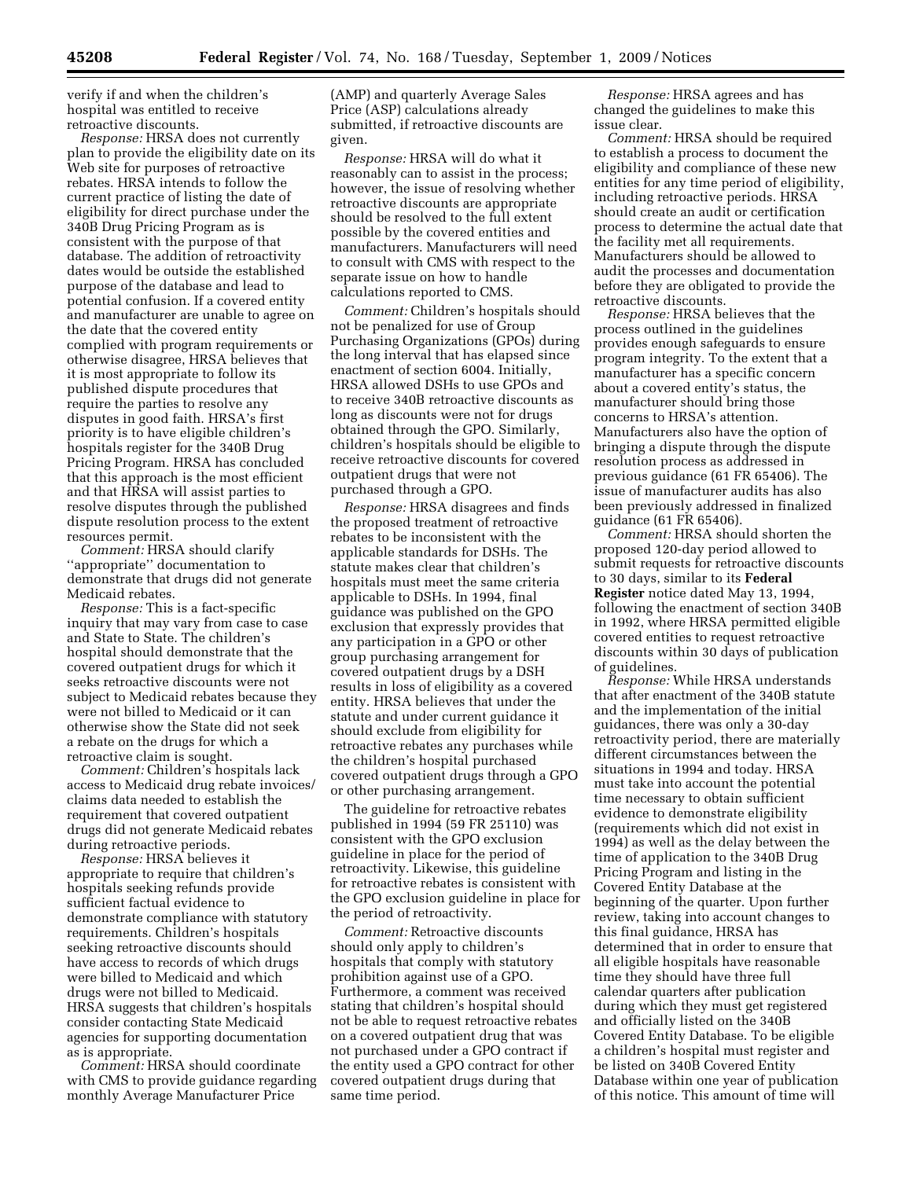verify if and when the children's hospital was entitled to receive retroactive discounts.

*Response:* HRSA does not currently plan to provide the eligibility date on its Web site for purposes of retroactive rebates. HRSA intends to follow the current practice of listing the date of eligibility for direct purchase under the 340B Drug Pricing Program as is consistent with the purpose of that database. The addition of retroactivity dates would be outside the established purpose of the database and lead to potential confusion. If a covered entity and manufacturer are unable to agree on the date that the covered entity complied with program requirements or otherwise disagree, HRSA believes that it is most appropriate to follow its published dispute procedures that require the parties to resolve any disputes in good faith. HRSA's first priority is to have eligible children's hospitals register for the 340B Drug Pricing Program. HRSA has concluded that this approach is the most efficient and that HRSA will assist parties to resolve disputes through the published dispute resolution process to the extent resources permit.

*Comment:* HRSA should clarify ''appropriate'' documentation to demonstrate that drugs did not generate Medicaid rebates.

*Response:* This is a fact-specific inquiry that may vary from case to case and State to State. The children's hospital should demonstrate that the covered outpatient drugs for which it seeks retroactive discounts were not subject to Medicaid rebates because they were not billed to Medicaid or it can otherwise show the State did not seek a rebate on the drugs for which a retroactive claim is sought.

*Comment:* Children's hospitals lack access to Medicaid drug rebate invoices/claims data needed to establish the requirement that covered outpatient drugs did not generate Medicaid rebates during retroactive periods.

*Response:* HRSA believes it appropriate to require that children's hospitals seeking refunds provide sufficient factual evidence to demonstrate compliance with statutory requirements. Children's hospitals seeking retroactive discounts should have access to records of which drugs were billed to Medicaid and which drugs were not billed to Medicaid. HRSA suggests that children's hospitals consider contacting State Medicaid agencies for supporting documentation as is appropriate.

*Comment:* HRSA should coordinate with CMS to provide guidance regarding monthly Average Manufacturer Price (AMP) and quarterly Average Sales Price (ASP) calculations already submitted, if retroactive discounts are given.

*Response:* HRSA will do what it reasonably can to assist in the process; however, the issue of resolving whether retroactive discounts are appropriate should be resolved to the full extent possible by the covered entities and manufacturers. Manufacturers will need to consult with CMS with respect to the separate issue on how to handle calculations reported to CMS.

*Comment:* Children's hospitals should not be penalized for use of Group Purchasing Organizations (GPOs) during the long interval that has elapsed since enactment of section 6004. Initially, HRSA allowed DSHs to use GPOs and to receive 340B retroactive discounts as long as discounts were not for drugs obtained through the GPO. Similarly, children's hospitals should be eligible to receive retroactive discounts for covered outpatient drugs that were not purchased through a GPO.

*Response:* HRSA disagrees and finds the proposed treatment of retroactive rebates to be inconsistent with the applicable standards for DSHs. The statute makes clear that children's hospitals must meet the same criteria applicable to DSHs. In 1994, final guidance was published on the GPO exclusion that expressly provides that any participation in a GPO or other group purchasing arrangement for covered outpatient drugs by a DSH results in loss of eligibility as a covered entity. HRSA believes that under the statute and under current guidance it should exclude from eligibility for retroactive rebates any purchases while the children's hospital purchased covered outpatient drugs through a GPO or other purchasing arrangement.

The guideline for retroactive rebates published in 1994 (59 FR 25110) was consistent with the GPO exclusion guideline in place for the period of retroactivity. Likewise, this guideline for retroactive rebates is consistent with the GPO exclusion guideline in place for the period of retroactivity.

*Comment:* Retroactive discounts should only apply to children's hospitals that comply with statutory prohibition against use of a GPO. Furthermore, a comment was received stating that children's hospital should not be able to request retroactive rebates on a covered outpatient drug that was not purchased under a GPO contract if the entity used a GPO contract for other covered outpatient drugs during that same time period.

*Response:* HRSA agrees and has changed the guidelines to make this issue clear.

*Comment:* HRSA should be required to establish a process to document the eligibility and compliance of these new entities for any time period of eligibility, including retroactive periods. HRSA should create an audit or certification process to determine the actual date that the facility met all requirements. Manufacturers should be allowed to audit the processes and documentation before they are obligated to provide the retroactive discounts.

*Response:* HRSA believes that the process outlined in the guidelines provides enough safeguards to ensure program integrity. To the extent that a manufacturer has a specific concern about a covered entity's status, the manufacturer should bring those concerns to HRSA's attention. Manufacturers also have the option of bringing a dispute through the dispute resolution process as addressed in previous guidance (61 FR 65406). The issue of manufacturer audits has also been previously addressed in finalized guidance (61 FR 65406).

*Comment:* HRSA should shorten the proposed 120-day period allowed to submit requests for retroactive discounts to 30 days, similar to its **Federal Register** notice dated May 13, 1994, following the enactment of section 340B in 1992, where HRSA permitted eligible covered entities to request retroactive discounts within 30 days of publication of guidelines.

*Response:* While HRSA understands that after enactment of the 340B statute and the implementation of the initial guidances, there was only a 30-day retroactivity period, there are materially different circumstances between the situations in 1994 and today. HRSA must take into account the potential time necessary to obtain sufficient evidence to demonstrate eligibility (requirements which did not exist in 1994) as well as the delay between the time of application to the 340B Drug Pricing Program and listing in the Covered Entity Database at the beginning of the quarter. Upon further review, taking into account changes to this final guidance, HRSA has determined that in order to ensure that all eligible hospitals have reasonable time they should have three full calendar quarters after publication during which they must get registered and officially listed on the 340B Covered Entity Database. To be eligible a children's hospital must register and be listed on 340B Covered Entity Database within one year of publication of this notice. This amount of time will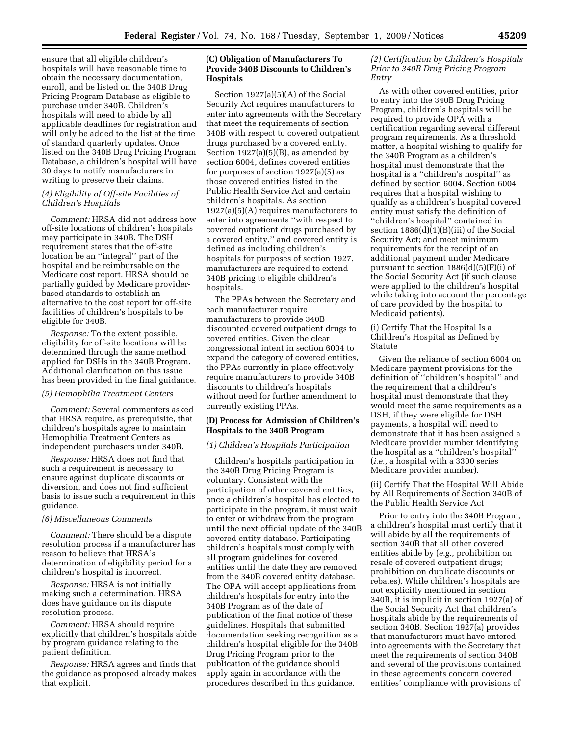ensure that all eligible children's hospitals will have reasonable time to obtain the necessary documentation, enroll, and be listed on the 340B Drug Pricing Program Database as eligible to purchase under 340B. Children's hospitals will need to abide by all applicable deadlines for registration and will only be added to the list at the time of standard quarterly updates. Once listed on the 340B Drug Pricing Program Database, a children's hospital will have 30 days to notify manufacturers in writing to preserve their claims.

*(4) Eligibility of Off-site Facilities of Children's Hospitals*

*Comment:* HRSA did not address how off-site locations of children's hospitals may participate in 340B. The DSH requirement states that the off-site location be an ''integral'' part of the hospital and be reimbursable on the Medicare cost report. HRSA should be partially guided by Medicare provider-based standards to establish an alternative to the cost report for off-site facilities of children's hospitals to be eligible for 340B.

*Response:* To the extent possible, eligibility for off-site locations will be determined through the same method applied for DSHs in the 340B Program. Additional clarification on this issue has been provided in the final guidance.

*(5) Hemophilia Treatment Centers*

*Comment:* Several commenters asked that HRSA require, as prerequisite, that children's hospitals agree to maintain Hemophilia Treatment Centers as independent purchasers under 340B.

*Response:* HRSA does not find that such a requirement is necessary to ensure against duplicate discounts or diversion, and does not find sufficient basis to issue such a requirement in this guidance.

*(6) Miscellaneous Comments*

*Comment:* There should be a dispute resolution process if a manufacturer has reason to believe that HRSA's determination of eligibility period for a children's hospital is incorrect.

*Response:* HRSA is not initially making such a determination. HRSA does have guidance on its dispute resolution process.

*Comment:* HRSA should require explicitly that children's hospitals abide by program guidance relating to the patient definition.

*Response:* HRSA agrees and finds that the guidance as proposed already makes that explicit.

**(C) Obligation of Manufacturers To Provide 340B Discounts to Children's Hospitals**

Section 1927(a)(5)(A) of the Social Security Act requires manufacturers to enter into agreements with the Secretary that meet the requirements of section 340B with respect to covered outpatient drugs purchased by a covered entity. Section 1927(a)(5)(B), as amended by section 6004, defines covered entities for purposes of section 1927(a)(5) as those covered entities listed in the Public Health Service Act and certain children's hospitals. As section 1927(a)(5)(A) requires manufacturers to enter into agreements ''with respect to covered outpatient drugs purchased by a covered entity,'' and covered entity is defined as including children's hospitals for purposes of section 1927, manufacturers are required to extend 340B pricing to eligible children's hospitals.

The PPAs between the Secretary and each manufacturer require manufacturers to provide 340B discounted covered outpatient drugs to covered entities. Given the clear congressional intent in section 6004 to expand the category of covered entities, the PPAs currently in place effectively require manufacturers to provide 340B discounts to children's hospitals without need for further amendment to currently existing PPAs.

**(D) Process for Admission of Children's Hospitals to the 340B Program**

*(1) Children's Hospitals Participation*

Children's hospitals participation in the 340B Drug Pricing Program is voluntary. Consistent with the participation of other covered entities, once a children's hospital has elected to participate in the program, it must wait to enter or withdraw from the program until the next official update of the 340B covered entity database. Participating children's hospitals must comply with all program guidelines for covered entities until the date they are removed from the 340B covered entity database. The OPA will accept applications from children's hospitals for entry into the 340B Program as of the date of publication of the final notice of these guidelines. Hospitals that submitted documentation seeking recognition as a children's hospital eligible for the 340B Drug Pricing Program prior to the publication of the guidance should apply again in accordance with the procedures described in this guidance.

*(2) Certification by Children's Hospitals Prior to 340B Drug Pricing Program Entry*

As with other covered entities, prior to entry into the 340B Drug Pricing Program, children's hospitals will be required to provide OPA with a certification regarding several different program requirements. As a threshold matter, a hospital wishing to qualify for the 340B Program as a children's hospital must demonstrate that the hospital is a ''children's hospital'' as defined by section 6004. Section 6004 requires that a hospital wishing to qualify as a children's hospital covered entity must satisfy the definition of ''children's hospital'' contained in section 1886(d)(1)(B)(iii) of the Social Security Act; and meet minimum requirements for the receipt of an additional payment under Medicare pursuant to section 1886(d)(5)(F)(i) of the Social Security Act (if such clause were applied to the children's hospital while taking into account the percentage of care provided by the hospital to Medicaid patients).

(i) Certify That the Hospital Is a Children's Hospital as Defined by Statute

Given the reliance of section 6004 on Medicare payment provisions for the definition of ''children's hospital'' and the requirement that a children's hospital must demonstrate that they would meet the same requirements as a DSH, if they were eligible for DSH payments, a hospital will need to demonstrate that it has been assigned a Medicare provider number identifying the hospital as a ''children's hospital'' (*i.e.,* a hospital with a 3300 series Medicare provider number).

(ii) Certify That the Hospital Will Abide by All Requirements of Section 340B of the Public Health Service Act

Prior to entry into the 340B Program, a children's hospital must certify that it will abide by all the requirements of section 340B that all other covered entities abide by (*e.g.,* prohibition on resale of covered outpatient drugs; prohibition on duplicate discounts or rebates). While children's hospitals are not explicitly mentioned in section 340B, it is implicit in section 1927(a) of the Social Security Act that children's hospitals abide by the requirements of section 340B. Section 1927(a) provides that manufacturers must have entered into agreements with the Secretary that meet the requirements of section 340B and several of the provisions contained in these agreements concern covered entities' compliance with provisions of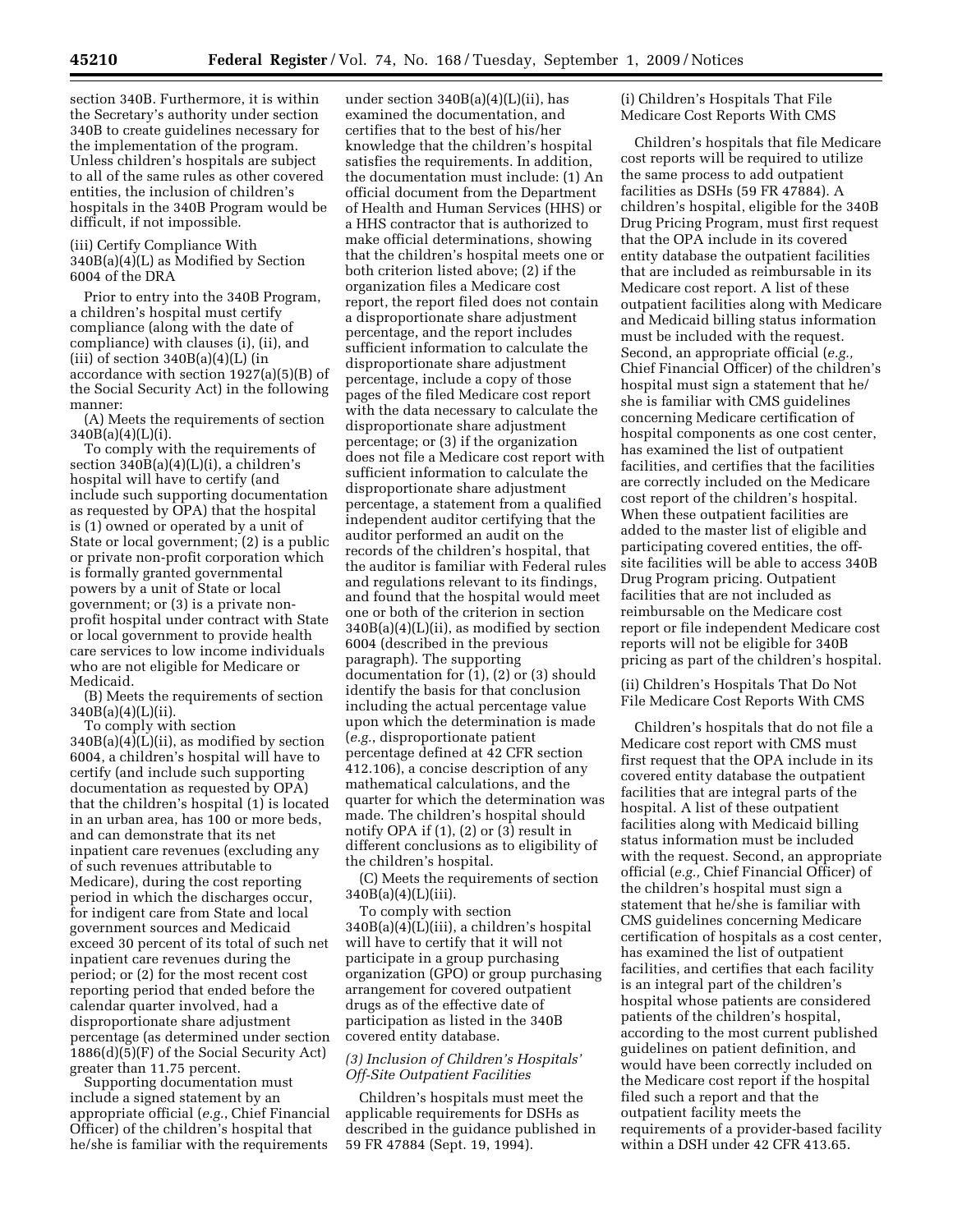section 340B. Furthermore, it is within the Secretary's authority under section 340B to create guidelines necessary for the implementation of the program. Unless children's hospitals are subject to all of the same rules as other covered entities, the inclusion of children's hospitals in the 340B Program would be difficult, if not impossible.

(iii) Certify Compliance With 340B(a)(4)(L) as Modified by Section 6004 of the DRA

Prior to entry into the 340B Program, a children's hospital must certify compliance (along with the date of compliance) with clauses (i), (ii), and (iii) of section 340B(a)(4)(L) (in accordance with section 1927(a)(5)(B) of the Social Security Act) in the following manner:

(A) Meets the requirements of section 340B(a)(4)(L)(i).

To comply with the requirements of section 340B(a)(4)(L)(i), a children's hospital will have to certify (and include such supporting documentation as requested by OPA) that the hospital is (1) owned or operated by a unit of State or local government; (2) is a public or private non-profit corporation which is formally granted governmental powers by a unit of State or local government; or (3) is a private non-profit hospital under contract with State or local government to provide health care services to low income individuals who are not eligible for Medicare or Medicaid.

(B) Meets the requirements of section 340B(a)(4)(L)(ii).

To comply with section 340B(a)(4)(L)(ii), as modified by section 6004, a children's hospital will have to certify (and include such supporting documentation as requested by OPA) that the children's hospital (1) is located in an urban area, has 100 or more beds, and can demonstrate that its net inpatient care revenues (excluding any of such revenues attributable to Medicare), during the cost reporting period in which the discharges occur, for indigent care from State and local government sources and Medicaid exceed 30 percent of its total of such net inpatient care revenues during the period; or (2) for the most recent cost reporting period that ended before the calendar quarter involved, had a disproportionate share adjustment percentage (as determined under section 1886(d)(5)(F) of the Social Security Act) greater than 11.75 percent.

Supporting documentation must include a signed statement by an appropriate official (*e.g.*, Chief Financial Officer) of the children's hospital that he/she is familiar with the requirements under section 340B(a)(4)(L)(ii), has examined the documentation, and certifies that to the best of his/her knowledge that the children's hospital satisfies the requirements. In addition, the documentation must include: (1) An official document from the Department of Health and Human Services (HHS) or a HHS contractor that is authorized to make official determinations, showing that the children's hospital meets one or both criterion listed above; (2) if the organization files a Medicare cost report, the report filed does not contain a disproportionate share adjustment percentage, and the report includes sufficient information to calculate the disproportionate share adjustment percentage, include a copy of those pages of the filed Medicare cost report with the data necessary to calculate the disproportionate share adjustment percentage; or (3) if the organization does not file a Medicare cost report with sufficient information to calculate the disproportionate share adjustment percentage, a statement from a qualified independent auditor certifying that the auditor performed an audit on the records of the children's hospital, that the auditor is familiar with Federal rules and regulations relevant to its findings, and found that the hospital would meet one or both of the criterion in section 340B(a)(4)(L)(ii), as modified by section 6004 (described in the previous paragraph). The supporting documentation for (1), (2) or (3) should identify the basis for that conclusion including the actual percentage value upon which the determination is made (*e.g.*, disproportionate patient percentage defined at 42 CFR section 412.106), a concise description of any mathematical calculations, and the quarter for which the determination was made. The children's hospital should notify OPA if (1), (2) or (3) result in different conclusions as to eligibility of the children's hospital.

(C) Meets the requirements of section 340B(a)(4)(L)(iii).

To comply with section 340B(a)(4)(L)(iii), a children's hospital will have to certify that it will not participate in a group purchasing organization (GPO) or group purchasing arrangement for covered outpatient drugs as of the effective date of participation as listed in the 340B covered entity database.

*(3) Inclusion of Children's Hospitals' Off-Site Outpatient Facilities*

Children's hospitals must meet the applicable requirements for DSHs as described in the guidance published in 59 FR 47884 (Sept. 19, 1994).

(i) Children's Hospitals That File Medicare Cost Reports With CMS

Children's hospitals that file Medicare cost reports will be required to utilize the same process to add outpatient facilities as DSHs (59 FR 47884). A children's hospital, eligible for the 340B Drug Pricing Program, must first request that the OPA include in its covered entity database the outpatient facilities that are included as reimbursable in its Medicare cost report. A list of these outpatient facilities along with Medicare and Medicaid billing status information must be included with the request. Second, an appropriate official (*e.g.,* Chief Financial Officer) of the children's hospital must sign a statement that he/she is familiar with CMS guidelines concerning Medicare certification of hospital components as one cost center, has examined the list of outpatient facilities, and certifies that the facilities are correctly included on the Medicare cost report of the children's hospital. When these outpatient facilities are added to the master list of eligible and participating covered entities, the off-site facilities will be able to access 340B Drug Program pricing. Outpatient facilities that are not included as reimbursable on the Medicare cost report or file independent Medicare cost reports will not be eligible for 340B pricing as part of the children's hospital.

(ii) Children's Hospitals That Do Not File Medicare Cost Reports With CMS

Children's hospitals that do not file a Medicare cost report with CMS must first request that the OPA include in its covered entity database the outpatient facilities that are integral parts of the hospital. A list of these outpatient facilities along with Medicaid billing status information must be included with the request. Second, an appropriate official (*e.g.,* Chief Financial Officer) of the children's hospital must sign a statement that he/she is familiar with CMS guidelines concerning Medicare certification of hospitals as a cost center, has examined the list of outpatient facilities, and certifies that each facility is an integral part of the children's hospital whose patients are considered patients of the children's hospital, according to the most current published guidelines on patient definition, and would have been correctly included on the Medicare cost report if the hospital filed such a report and that the outpatient facility meets the requirements of a provider-based facility within a DSH under 42 CFR 413.65.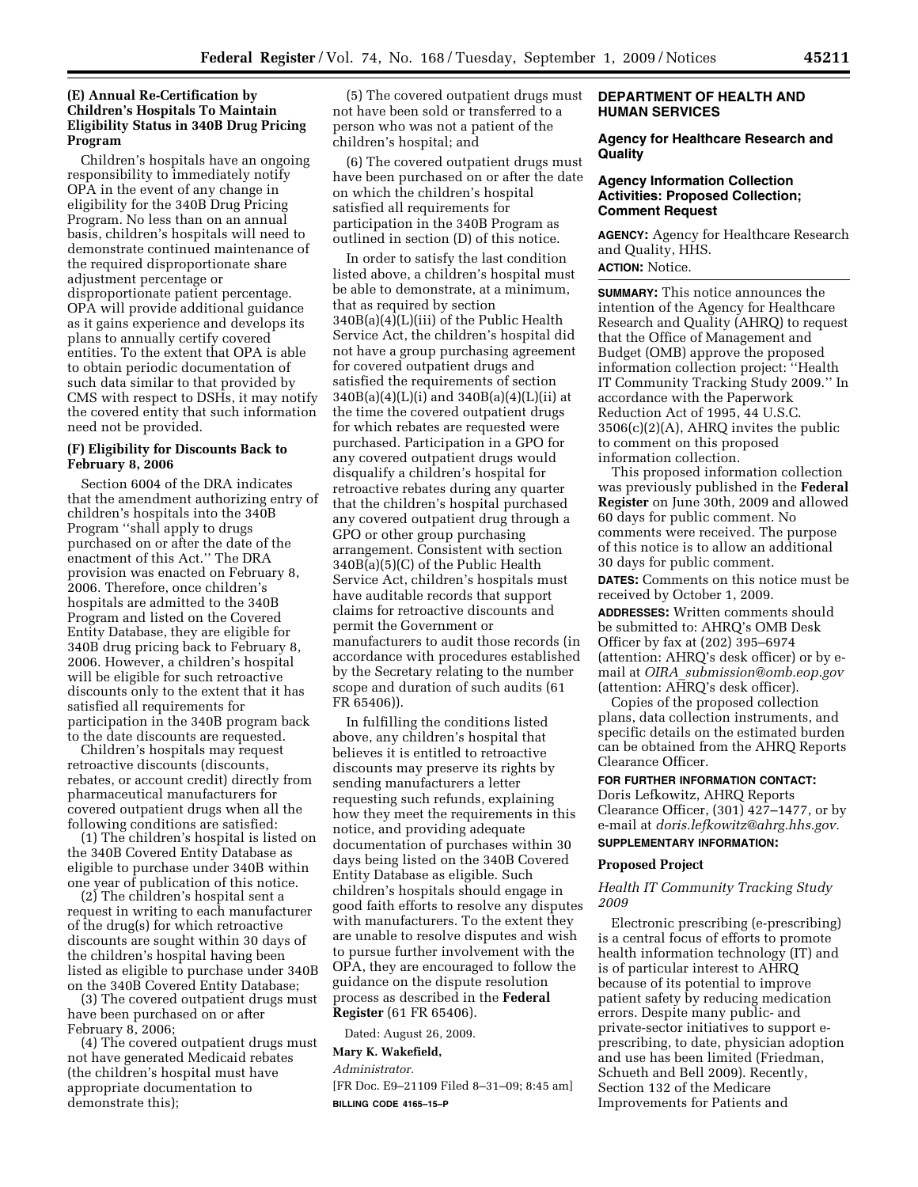### (E) Annual Re-Certification by Children's Hospitals To Maintain Eligibility Status in 340B Drug Pricing Program

Children's hospitals have an ongoing responsibility to immediately notify OPA in the event of any change in eligibility for the 340B Drug Pricing Program. No less than on an annual basis, children's hospitals will need to demonstrate continued maintenance of the required disproportionate share adjustment percentage or disproportionate patient percentage. OPA will provide additional guidance as it gains experience and develops its plans to annually certify covered entities. To the extent that OPA is able to obtain periodic documentation of such data similar to that provided by CMS with respect to DSHs, it may notify the covered entity that such information need not be provided.

### (F) Eligibility for Discounts Back to February 8, 2006

Section 6004 of the DRA indicates that the amendment authorizing entry of children's hospitals into the 340B Program ''shall apply to drugs purchased on or after the date of the enactment of this Act.'' The DRA provision was enacted on February 8, 2006. Therefore, once children's hospitals are admitted to the 340B Program and listed on the Covered Entity Database, they are eligible for 340B drug pricing back to February 8, 2006. However, a children's hospital will be eligible for such retroactive discounts only to the extent that it has satisfied all requirements for participation in the 340B program back to the date discounts are requested.

Children's hospitals may request retroactive discounts (discounts, rebates, or account credit) directly from pharmaceutical manufacturers for covered outpatient drugs when all the following conditions are satisfied:

(1) The children's hospital is listed on the 340B Covered Entity Database as eligible to purchase under 340B within one year of publication of this notice.

(2) The children's hospital sent a request in writing to each manufacturer of the drug(s) for which retroactive discounts are sought within 30 days of the children's hospital having been listed as eligible to purchase under 340B on the 340B Covered Entity Database;

(3) The covered outpatient drugs must have been purchased on or after February 8, 2006;

(4) The covered outpatient drugs must not have generated Medicaid rebates (the children's hospital must have appropriate documentation to demonstrate this);

(5) The covered outpatient drugs must not have been sold or transferred to a person who was not a patient of the children's hospital; and

(6) The covered outpatient drugs must have been purchased on or after the date on which the children's hospital satisfied all requirements for participation in the 340B Program as outlined in section (D) of this notice.

In order to satisfy the last condition listed above, a children's hospital must be able to demonstrate, at a minimum, that as required by section 340B(a)(4)(L)(iii) of the Public Health Service Act, the children's hospital did not have a group purchasing agreement for covered outpatient drugs and satisfied the requirements of section 340B(a)(4)(L)(i) and 340B(a)(4)(L)(ii) at the time the covered outpatient drugs for which rebates are requested were purchased. Participation in a GPO for any covered outpatient drugs would disqualify a children's hospital for retroactive rebates during any quarter that the children's hospital purchased any covered outpatient drug through a GPO or other group purchasing arrangement. Consistent with section 340B(a)(5)(C) of the Public Health Service Act, children's hospitals must have auditable records that support claims for retroactive discounts and permit the Government or manufacturers to audit those records (in accordance with procedures established by the Secretary relating to the number scope and duration of such audits (61 FR 65406)).

In fulfilling the conditions listed above, any children's hospital that believes it is entitled to retroactive discounts may preserve its rights by sending manufacturers a letter requesting such refunds, explaining how they meet the requirements in this notice, and providing adequate documentation of purchases within 30 days being listed on the 340B Covered Entity Database as eligible. Such children's hospitals should engage in good faith efforts to resolve any disputes with manufacturers. To the extent they are unable to resolve disputes and wish to pursue further involvement with the OPA, they are encouraged to follow the guidance on the dispute resolution process as described in the **Federal Register** (61 FR 65406).

Dated: August 26, 2009.

**Mary K. Wakefield,**

*Administrator.*

[FR Doc. E9–21109 Filed 8–31–09; 8:45 am]

**BILLING CODE 4165–15–P**

## DEPARTMENT OF HEALTH AND HUMAN SERVICES

### Agency for Healthcare Research and Quality

### Agency Information Collection Activities: Proposed Collection; Comment Request

**AGENCY:** Agency for Healthcare Research and Quality, HHS.

**ACTION:** Notice.

**SUMMARY:** This notice announces the intention of the Agency for Healthcare Research and Quality (AHRQ) to request that the Office of Management and Budget (OMB) approve the proposed information collection project: ''Health IT Community Tracking Study 2009.'' In accordance with the Paperwork Reduction Act of 1995, 44 U.S.C. 3506(c)(2)(A), AHRQ invites the public to comment on this proposed information collection.

This proposed information collection was previously published in the **Federal Register** on June 30th, 2009 and allowed 60 days for public comment. No comments were received. The purpose of this notice is to allow an additional 30 days for public comment.

**DATES:** Comments on this notice must be received by October 1, 2009.

**ADDRESSES:** Written comments should be submitted to: AHRQ's OMB Desk Officer by fax at (202) 395–6974 (attention: AHRQ's desk officer) or by e-mail at *OIRA_submission@omb.eop.gov* (attention: AHRQ's desk officer).

Copies of the proposed collection plans, data collection instruments, and specific details on the estimated burden can be obtained from the AHRQ Reports Clearance Officer.

**FOR FURTHER INFORMATION CONTACT:** Doris Lefkowitz, AHRQ Reports Clearance Officer, (301) 427–1477, or by e-mail at *doris.lefkowitz@ahrq.hhs.gov.*

**SUPPLEMENTARY INFORMATION:**

#### Proposed Project

*Health IT Community Tracking Study 2009*

Electronic prescribing (e-prescribing) is a central focus of efforts to promote health information technology (IT) and is of particular interest to AHRQ because of its potential to improve patient safety by reducing medication errors. Despite many public- and private-sector initiatives to support e-prescribing, to date, physician adoption and use has been limited (Friedman, Schueth and Bell 2009). Recently, Section 132 of the Medicare Improvements for Patients and